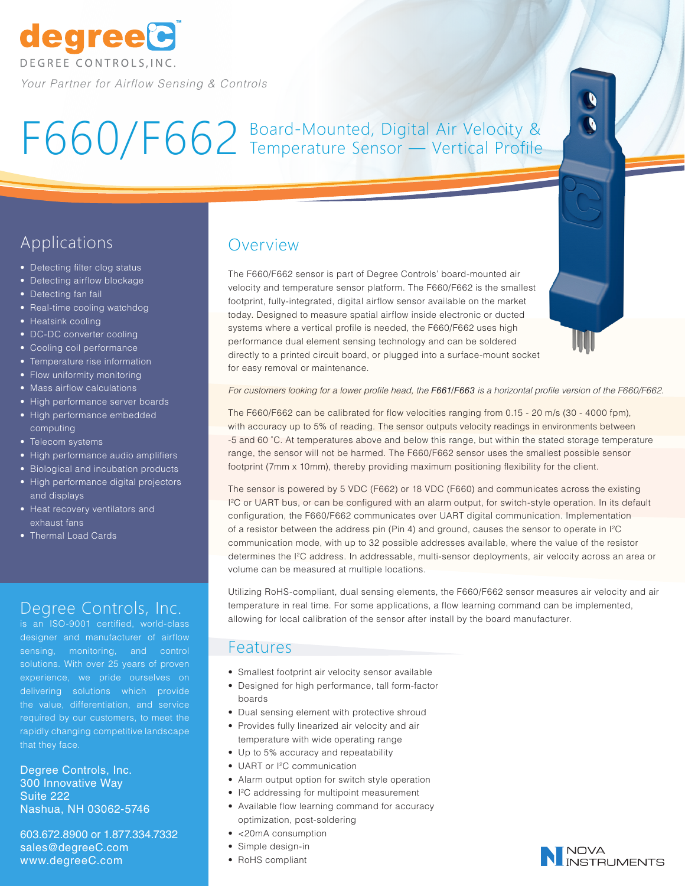degreeC

DEGREE CONTROLS, INC.

*Your Partner for Airflow Sensing & Controls*

# F660/F662 Board-Mounted, Digital Air Velocity & Temperature Sensor — Vertical Profile

## Overview

The F660/F662 sensor is part of Degree Controls' board-mounted air velocity and temperature sensor platform. The F660/F662 is the smallest footprint, fully-integrated, digital airflow sensor available on the market today. Designed to measure spatial airflow inside electronic or ducted systems where a vertical profile is needed, the F660/F662 uses high performance dual element sensing technology and can be soldered directly to a printed circuit board, or plugged into a surface-mount socket for easy removal or maintenance.

*For customers looking for a lower profile head, the **F661/F663** is a horizontal profile version of the F660/F662.*

The F660/F662 can be calibrated for flow velocities ranging from 0.15 - 20 m/s (30 - 4000 fpm), with accuracy up to 5% of reading. The sensor outputs velocity readings in environments between -5 and 60 ˚C. At temperatures above and below this range, but within the stated storage temperature range, the sensor will not be harmed. The F660/F662 sensor uses the smallest possible sensor footprint (7mm x 10mm), thereby providing maximum positioning flexibility for the client.

The sensor is powered by 5 VDC (F662) or 18 VDC (F660) and communicates across the existing I²C or UART bus, or can be configured with an alarm output, for switch-style operation. In its default configuration, the F660/F662 communicates over UART digital communication. Implementation of a resistor between the address pin (Pin 4) and ground, causes the sensor to operate in I²C communication mode, with up to 32 possible addresses available, where the value of the resistor determines the I²C address. In addressable, multi-sensor deployments, air velocity across an area or volume can be measured at multiple locations.

Utilizing RoHS-compliant, dual sensing elements, the F660/F662 sensor measures air velocity and air temperature in real time. For some applications, a flow learning command can be implemented, allowing for local calibration of the sensor after install by the board manufacturer.

## Applications

- Detecting filter clog status
- Detecting airflow blockage
- Detecting fan fail
- Real-time cooling watchdog
- Heatsink cooling
- DC-DC converter cooling
- Cooling coil performance
- Temperature rise information
- Flow uniformity monitoring
- Mass airflow calculations
- High performance server boards
- High performance embedded computing
- Telecom systems
- High performance audio amplifiers
- Biological and incubation products
- High performance digital projectors and displays
- Heat recovery ventilators and exhaust fans
- Thermal Load Cards

## Features

- Smallest footprint air velocity sensor available
- Designed for high performance, tall form-factor boards
- Dual sensing element with protective shroud
- Provides fully linearized air velocity and air temperature with wide operating range
- Up to 5% accuracy and repeatability
- UART or I²C communication
- Alarm output option for switch style operation
- I²C addressing for multipoint measurement
- Available flow learning command for accuracy optimization, post-soldering
- <20mA consumption
- Simple design-in
- RoHS compliant

## Degree Controls, Inc.

is an ISO-9001 certified, world-class designer and manufacturer of airflow sensing, monitoring, and control solutions. With over 25 years of proven experience, we pride ourselves on delivering solutions which provide the value, differentiation, and service required by our customers, to meet the rapidly changing competitive landscape that they face.

Degree Controls, Inc.
300 Innovative Way
Suite 222
Nashua, NH 03062-5746

603.672.8900 or 1.877.334.7332
sales@degreeC.com
www.degreeC.com

NOVA INSTRUMENTS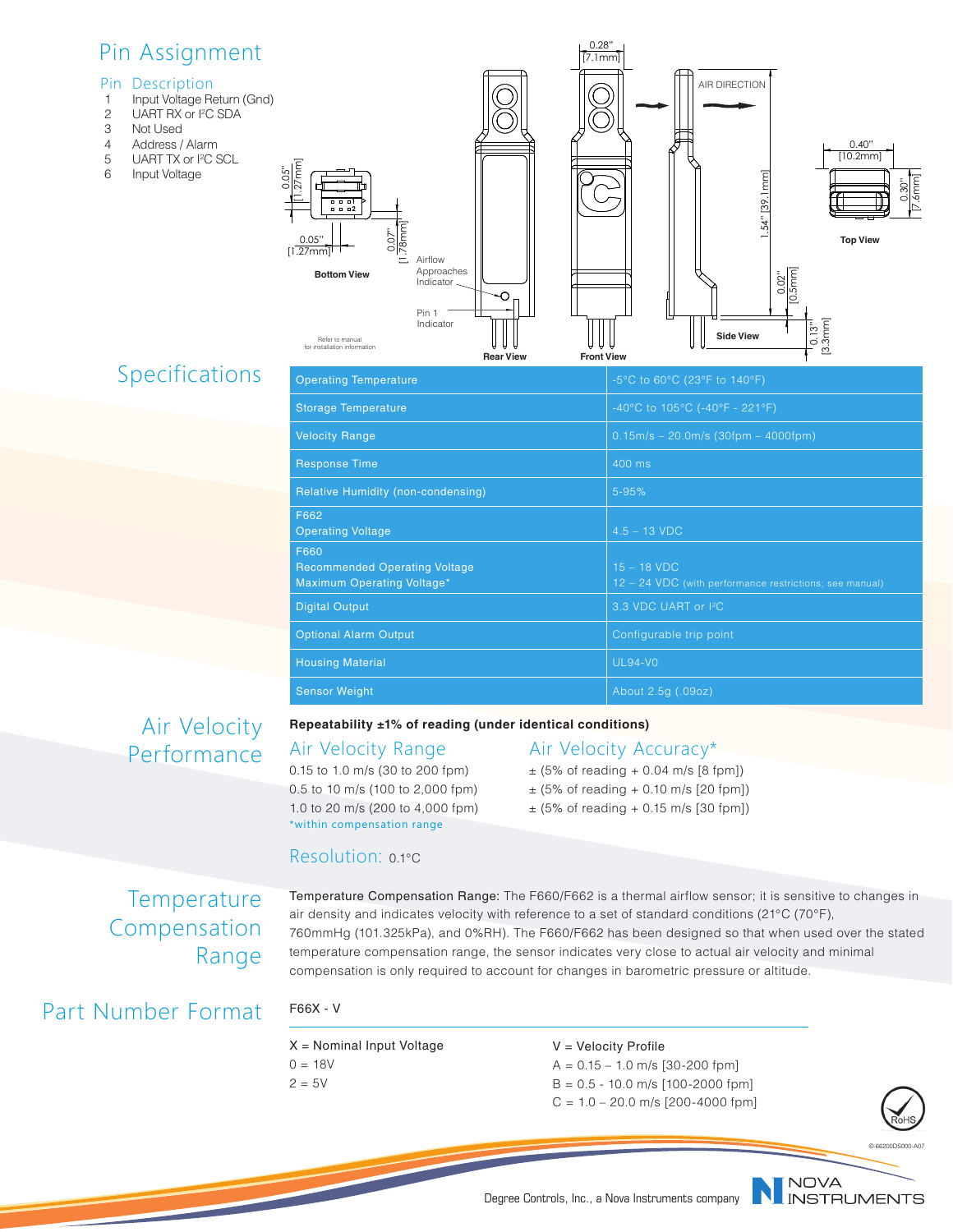## Pin Assignment

| Pin | Description |
|---|---|
| 1 | Input Voltage Return (Gnd) |
| 2 | UART RX or I²C SDA |
| 3 | Not Used |
| 4 | Address / Alarm |
| 5 | UART TX or I²C SCL |
| 6 | Input Voltage |

0.28" [7.1mm]

AIR DIRECTION

0.40" [10.2mm]

0.30" [7.6mm]

Top View

0.05" [1.27mm]

0.05" [1.27mm]

0.07" [1.78mm]

Bottom View

Airflow Approaches Indicator

Pin 1 Indicator

1.54" [39.1mm]

0.02" [0.5mm]

0.13" [3.3mm]

Side View

Refer to manual for installation information

Rear View

Front View

## Specifications

| | |
|---|---|
| Operating Temperature | -5°C to 60°C (23°F to 140°F) |
| Storage Temperature | -40°C to 105°C (-40°F - 221°F) |
| Velocity Range | 0.15m/s – 20.0m/s (30fpm – 4000fpm) |
| Response Time | 400 ms |
| Relative Humidity (non-condensing) | 5-95% |
| F662 Operating Voltage | 4.5 – 13 VDC |
| F660 Recommended Operating Voltage / Maximum Operating Voltage* | 15 – 18 VDC / 12 – 24 VDC (with performance restrictions; see manual) |
| Digital Output | 3.3 VDC UART or I²C |
| Optional Alarm Output | Configurable trip point |
| Housing Material | UL94-V0 |
| Sensor Weight | About 2.5g (.09oz) |

## Air Velocity Performance

**Repeatability ±1% of reading (under identical conditions)**

| Air Velocity Range | Air Velocity Accuracy* |
|---|---|
| 0.15 to 1.0 m/s (30 to 200 fpm) | ± (5% of reading + 0.04 m/s [8 fpm]) |
| 0.5 to 10 m/s (100 to 2,000 fpm) | ± (5% of reading + 0.10 m/s [20 fpm]) |
| 1.0 to 20 m/s (200 to 4,000 fpm) | ± (5% of reading + 0.15 m/s [30 fpm]) |

*within compensation range

Resolution: 0.1°C

## Temperature Compensation Range

Temperature Compensation Range: The F660/F662 is a thermal airflow sensor; it is sensitive to changes in air density and indicates velocity with reference to a set of standard conditions (21°C (70°F), 760mmHg (101.325kPa), and 0%RH). The F660/F662 has been designed so that when used over the stated temperature compensation range, the sensor indicates very close to actual air velocity and minimal compensation is only required to account for changes in barometric pressure or altitude.

## Part Number Format

F66X - V

X = Nominal Input Voltage
0 = 18V
2 = 5V

V = Velocity Profile
A = 0.15 – 1.0 m/s [30-200 fpm]
B = 0.5 - 10.0 m/s [100-2000 fpm]
C = 1.0 – 20.0 m/s [200-4000 fpm]

RoHS

© 66200DS000-A07

Degree Controls, Inc., a Nova Instruments company

NOVA INSTRUMENTS